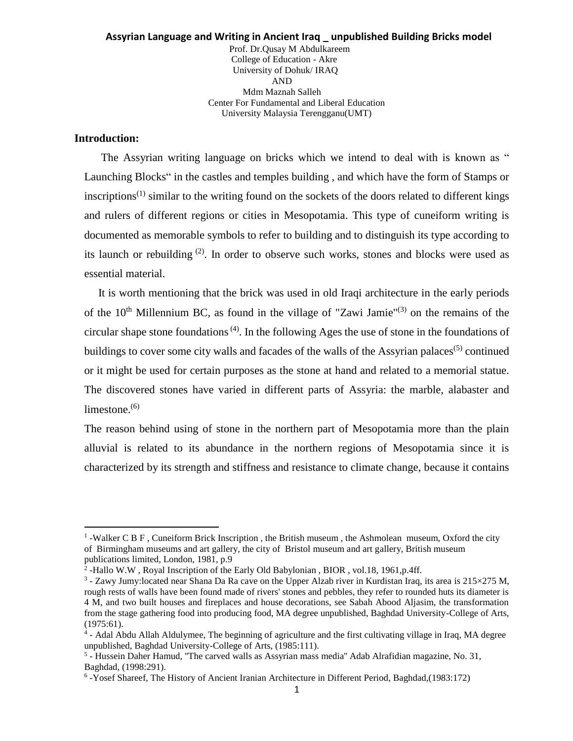# Assyrian Language and Writing in Ancient Iraq _ unpublished Building Bricks model

Prof. Dr.Qusay M Abdulkareem
College of Education - Akre
University of Dohuk/ IRAQ
AND
Mdm Maznah Salleh
Center For Fundamental and Liberal Education
University Malaysia Terengganu(UMT)

## Introduction:

The Assyrian writing language on bricks which we intend to deal with is known as " Launching Blocks" in the castles and temples building , and which have the form of Stamps or inscriptions[(1)] similar to the writing found on the sockets of the doors related to different kings and rulers of different regions or cities in Mesopotamia. This type of cuneiform writing is documented as memorable symbols to refer to building and to distinguish its type according to its launch or rebuilding [(2)]. In order to observe such works, stones and blocks were used as essential material.

It is worth mentioning that the brick was used in old Iraqi architecture in the early periods of the 10th Millennium BC, as found in the village of "Zawi Jamie"[(3)] on the remains of the circular shape stone foundations [(4)]. In the following Ages the use of stone in the foundations of buildings to cover some city walls and facades of the walls of the Assyrian palaces[(5)] continued or it might be used for certain purposes as the stone at hand and related to a memorial statue. The discovered stones have varied in different parts of Assyria: the marble, alabaster and limestone.[(6)]

The reason behind using of stone in the northern part of Mesopotamia more than the plain alluvial is related to its abundance in the northern regions of Mesopotamia since it is characterized by its strength and stiffness and resistance to climate change, because it contains

---

[1] -Walker C B F , Cuneiform Brick Inscription , the British museum , the Ashmolean museum, Oxford the city of Birmingham museums and art gallery, the city of Bristol museum and art gallery, British museum publications limited, London, 1981, p.9

[2] -Hallo W.W , Royal Inscription of the Early Old Babylonian , BIOR , vol.18, 1961,p.4ff.

[3] - Zawy Jumy:located near Shana Da Ra cave on the Upper Alzab river in Kurdistan Iraq, its area is 215×275 M, rough rests of walls have been found made of rivers' stones and pebbles, they refer to rounded huts its diameter is 4 M, and two built houses and fireplaces and house decorations, see Sabah Abood Aljasim, the transformation from the stage gathering food into producing food, MA degree unpublished, Baghdad University-College of Arts, (1975:61).

[4] - Adal Abdu Allah Aldulymee, The beginning of agriculture and the first cultivating village in Iraq, MA degree unpublished, Baghdad University-College of Arts, (1985:111).

[5] - Hussein Daher Hamud, "The carved walls as Assyrian mass media" Adab Alrafidian magazine, No. 31, Baghdad, (1998:291).

[6] -Yosef Shareef, The History of Ancient Iranian Architecture in Different Period, Baghdad,(1983:172)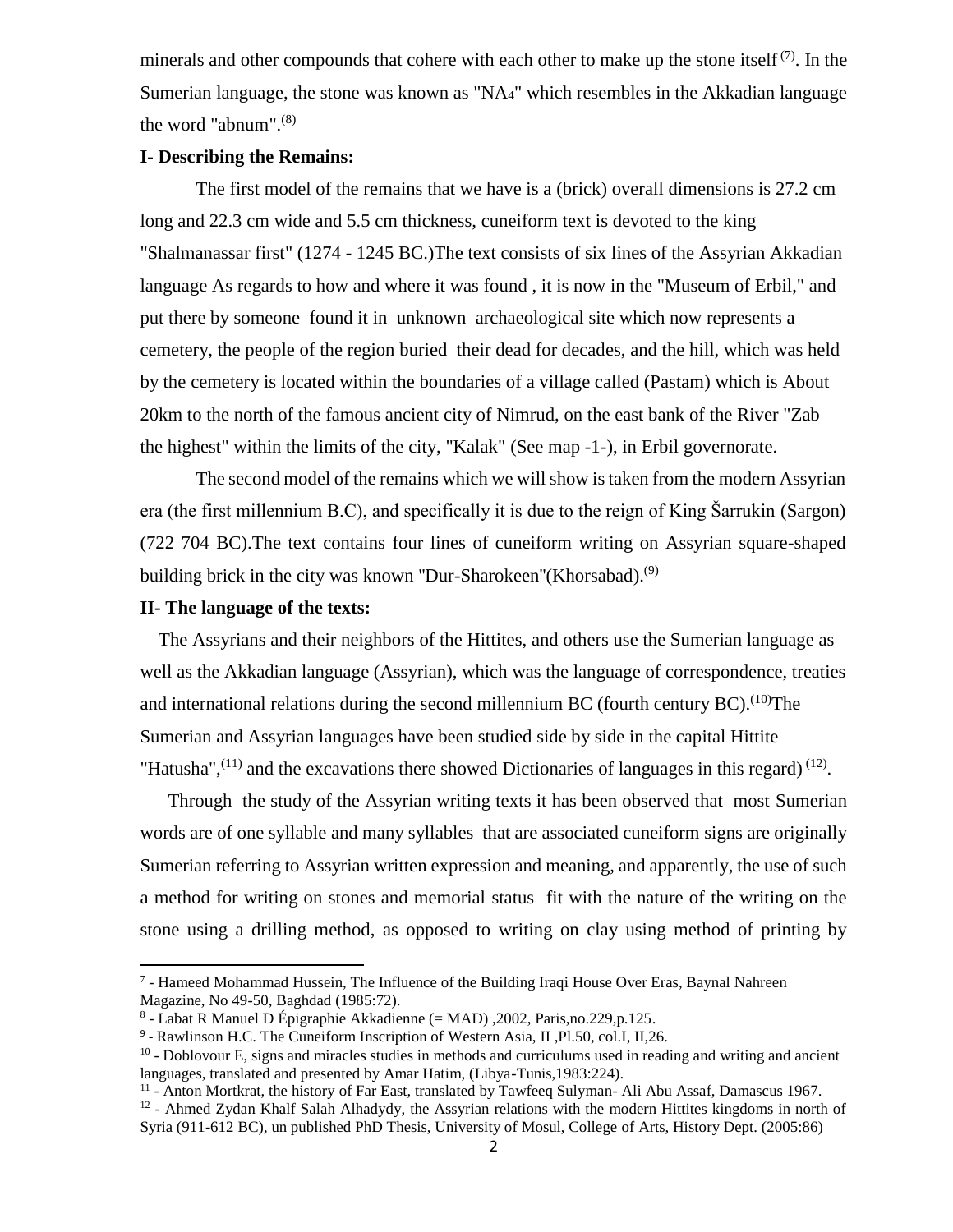minerals and other compounds that cohere with each other to make up the stone itself [7]. In the Sumerian language, the stone was known as "$NA_4$" which resembles in the Akkadian language the word "abnum".[8]

**I- Describing the Remains:**

The first model of the remains that we have is a (brick) overall dimensions is 27.2 cm long and 22.3 cm wide and 5.5 cm thickness, cuneiform text is devoted to the king "Shalmanassar first" (1274 - 1245 BC.)The text consists of six lines of the Assyrian Akkadian language As regards to how and where it was found , it is now in the "Museum of Erbil," and put there by someone found it in unknown archaeological site which now represents a cemetery, the people of the region buried their dead for decades, and the hill, which was held by the cemetery is located within the boundaries of a village called (Pastam) which is About 20km to the north of the famous ancient city of Nimrud, on the east bank of the River "Zab the highest" within the limits of the city, "Kalak" (See map -1-), in Erbil governorate.

The second model of the remains which we will show is taken from the modern Assyrian era (the first millennium B.C), and specifically it is due to the reign of King Šarrukin (Sargon) (722 704 BC).The text contains four lines of cuneiform writing on Assyrian square-shaped building brick in the city was known "Dur-Sharokeen"(Khorsabad).[9]

**II- The language of the texts:**

The Assyrians and their neighbors of the Hittites, and others use the Sumerian language as well as the Akkadian language (Assyrian), which was the language of correspondence, treaties and international relations during the second millennium BC (fourth century BC).[10]The Sumerian and Assyrian languages have been studied side by side in the capital Hittite "Hatusha",[11] and the excavations there showed Dictionaries of languages in this regard) [12].

Through the study of the Assyrian writing texts it has been observed that most Sumerian words are of one syllable and many syllables that are associated cuneiform signs are originally Sumerian referring to Assyrian written expression and meaning, and apparently, the use of such a method for writing on stones and memorial status fit with the nature of the writing on the stone using a drilling method, as opposed to writing on clay using method of printing by

---

7 - Hameed Mohammad Hussein, The Influence of the Building Iraqi House Over Eras, Baynal Nahreen Magazine, No 49-50, Baghdad (1985:72).

8 - Labat R Manuel D Épigraphie Akkadienne (= MAD) ,2002, Paris,no.229,p.125.

9 - Rawlinson H.C. The Cuneiform Inscription of Western Asia, II ,Pl.50, col.I, II,26.

10 - Doblovour E, signs and miracles studies in methods and curriculums used in reading and writing and ancient languages, translated and presented by Amar Hatim, (Libya-Tunis,1983:224).

11 - Anton Mortkrat, the history of Far East, translated by Tawfeeq Sulyman- Ali Abu Assaf, Damascus 1967.

12 - Ahmed Zydan Khalf Salah Alhadydy, the Assyrian relations with the modern Hittites kingdoms in north of Syria (911-612 BC), un published PhD Thesis, University of Mosul, College of Arts, History Dept. (2005:86)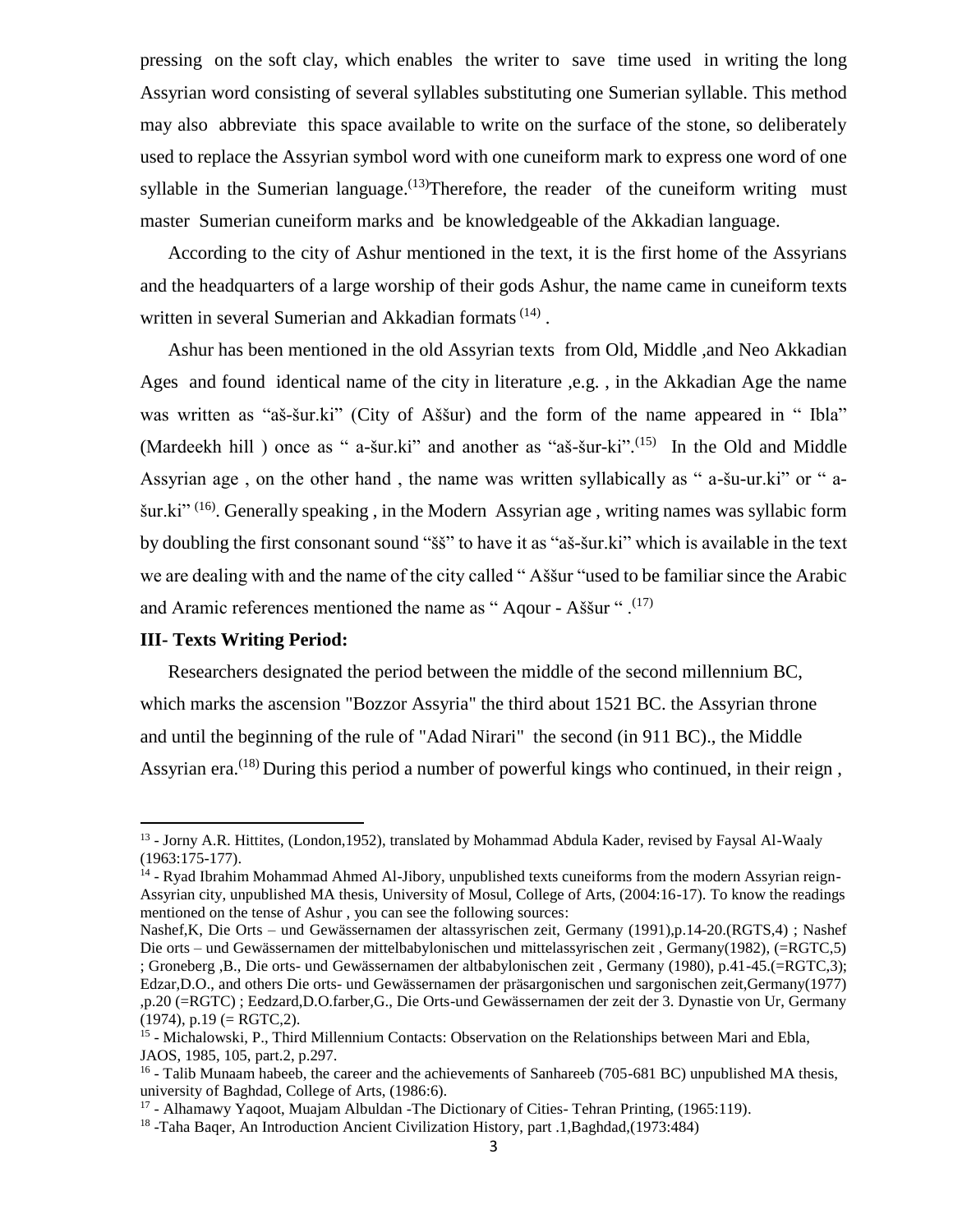pressing on the soft clay, which enables the writer to save time used in writing the long Assyrian word consisting of several syllables substituting one Sumerian syllable. This method may also abbreviate this space available to write on the surface of the stone, so deliberately used to replace the Assyrian symbol word with one cuneiform mark to express one word of one syllable in the Sumerian language.[13] Therefore, the reader of the cuneiform writing must master Sumerian cuneiform marks and be knowledgeable of the Akkadian language.

According to the city of Ashur mentioned in the text, it is the first home of the Assyrians and the headquarters of a large worship of their gods Ashur, the name came in cuneiform texts written in several Sumerian and Akkadian formats [14] .

Ashur has been mentioned in the old Assyrian texts from Old, Middle ,and Neo Akkadian Ages and found identical name of the city in literature ,e.g. , in the Akkadian Age the name was written as "aš-šur.ki" (City of Aššur) and the form of the name appeared in " Ibla" (Mardeekh hill ) once as " a-šur.ki" and another as "aš-šur-ki".[15] In the Old and Middle Assyrian age , on the other hand , the name was written syllabically as " a-šu-ur.ki" or " a-šur.ki" [16]. Generally speaking , in the Modern Assyrian age , writing names was syllabic form by doubling the first consonant sound "šš" to have it as "aš-šur.ki" which is available in the text we are dealing with and the name of the city called " Aššur "used to be familiar since the Arabic and Aramic references mentioned the name as " Aqour - Aššur " .[17]

### III- Texts Writing Period:

Researchers designated the period between the middle of the second millennium BC, which marks the ascension "Bozzor Assyria" the third about 1521 BC. the Assyrian throne and until the beginning of the rule of "Adad Nirari" the second (in 911 BC)., the Middle Assyrian era.[18] During this period a number of powerful kings who continued, in their reign ,

---

[13] - Jorny A.R. Hittites, (London,1952), translated by Mohammad Abdula Kader, revised by Faysal Al-Waaly (1963:175-177).

[14] - Ryad Ibrahim Mohammad Ahmed Al-Jibory, unpublished texts cuneiforms from the modern Assyrian reign-Assyrian city, unpublished MA thesis, University of Mosul, College of Arts, (2004:16-17). To know the readings mentioned on the tense of Ashur , you can see the following sources:

Nashef,K, Die Orts – und Gewässernamen der altassyrischen zeit, Germany (1991),p.14-20.(RGTS,4) ; Nashef Die orts – und Gewässernamen der mittelbabylonischen und mittelassyrischen zeit , Germany(1982), (=RGTC,5) ; Groneberg ,B., Die orts- und Gewässernamen der altbabylonischen zeit , Germany (1980), p.41-45.(=RGTC,3); Edzar,D.O., and others Die orts- und Gewässernamen der präsargonischen und sargonischen zeit,Germany(1977) ,p.20 (=RGTC) ; Eedzard,D.O.farber,G., Die Orts-und Gewässernamen der zeit der 3. Dynastie von Ur, Germany (1974), p.19 (= RGTC,2).

[15] - Michalowski, P., Third Millennium Contacts: Observation on the Relationships between Mari and Ebla, JAOS, 1985, 105, part.2, p.297.

[16] - Talib Munaam habeeb, the career and the achievements of Sanhareeb (705-681 BC) unpublished MA thesis, university of Baghdad, College of Arts, (1986:6).

[17] - Alhamawy Yaqoot, Muajam Albuldan -The Dictionary of Cities- Tehran Printing, (1965:119).

[18] -Taha Baqer, An Introduction Ancient Civilization History, part .1,Baghdad,(1973:484)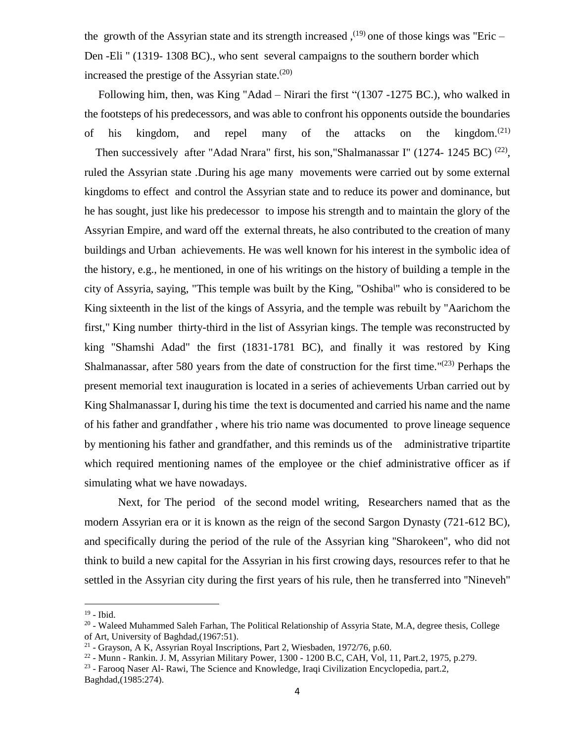the growth of the Assyrian state and its strength increased ,[19] one of those kings was "Eric – Den -Eli " (1319- 1308 BC)., who sent several campaigns to the southern border which increased the prestige of the Assyrian state.[20]

Following him, then, was King "Adad – Nirari the first "(1307 -1275 BC.), who walked in the footsteps of his predecessors, and was able to confront his opponents outside the boundaries of his kingdom, and repel many of the attacks on the kingdom.[21] Then successively after "Adad Nrara" first, his son,"Shalmanassar I" (1274- 1245 BC) [22], ruled the Assyrian state .During his age many movements were carried out by some external kingdoms to effect and control the Assyrian state and to reduce its power and dominance, but he has sought, just like his predecessor to impose his strength and to maintain the glory of the Assyrian Empire, and ward off the external threats, he also contributed to the creation of many buildings and Urban achievements. He was well known for his interest in the symbolic idea of the history, e.g., he mentioned, in one of his writings on the history of building a temple in the city of Assyria, saying, "This temple was built by the King, "Oshiba" who is considered to be King sixteenth in the list of the kings of Assyria, and the temple was rebuilt by "Aarichom the first," King number thirty-third in the list of Assyrian kings. The temple was reconstructed by king "Shamshi Adad" the first (1831-1781 BC), and finally it was restored by King Shalmanassar, after 580 years from the date of construction for the first time."[23] Perhaps the present memorial text inauguration is located in a series of achievements Urban carried out by King Shalmanassar I, during his time the text is documented and carried his name and the name of his father and grandfather , where his trio name was documented to prove lineage sequence by mentioning his father and grandfather, and this reminds us of the administrative tripartite which required mentioning names of the employee or the chief administrative officer as if simulating what we have nowadays.

Next, for The period of the second model writing, Researchers named that as the modern Assyrian era or it is known as the reign of the second Sargon Dynasty (721-612 BC), and specifically during the period of the rule of the Assyrian king "Sharokeen", who did not think to build a new capital for the Assyrian in his first crowing days, resources refer to that he settled in the Assyrian city during the first years of his rule, then he transferred into "Nineveh"

---

[19] - Ibid.

[20] - Waleed Muhammed Saleh Farhan, The Political Relationship of Assyria State, M.A, degree thesis, College of Art, University of Baghdad,(1967:51).

[21] - Grayson, A K, Assyrian Royal Inscriptions, Part 2, Wiesbaden, 1972/76, p.60.

[22] - Munn - Rankin. J. M, Assyrian Military Power, 1300 - 1200 B.C, CAH, Vol, 11, Part.2, 1975, p.279.

[23] - Farooq Naser Al- Rawi, The Science and Knowledge, Iraqi Civilization Encyclopedia, part.2, Baghdad,(1985:274).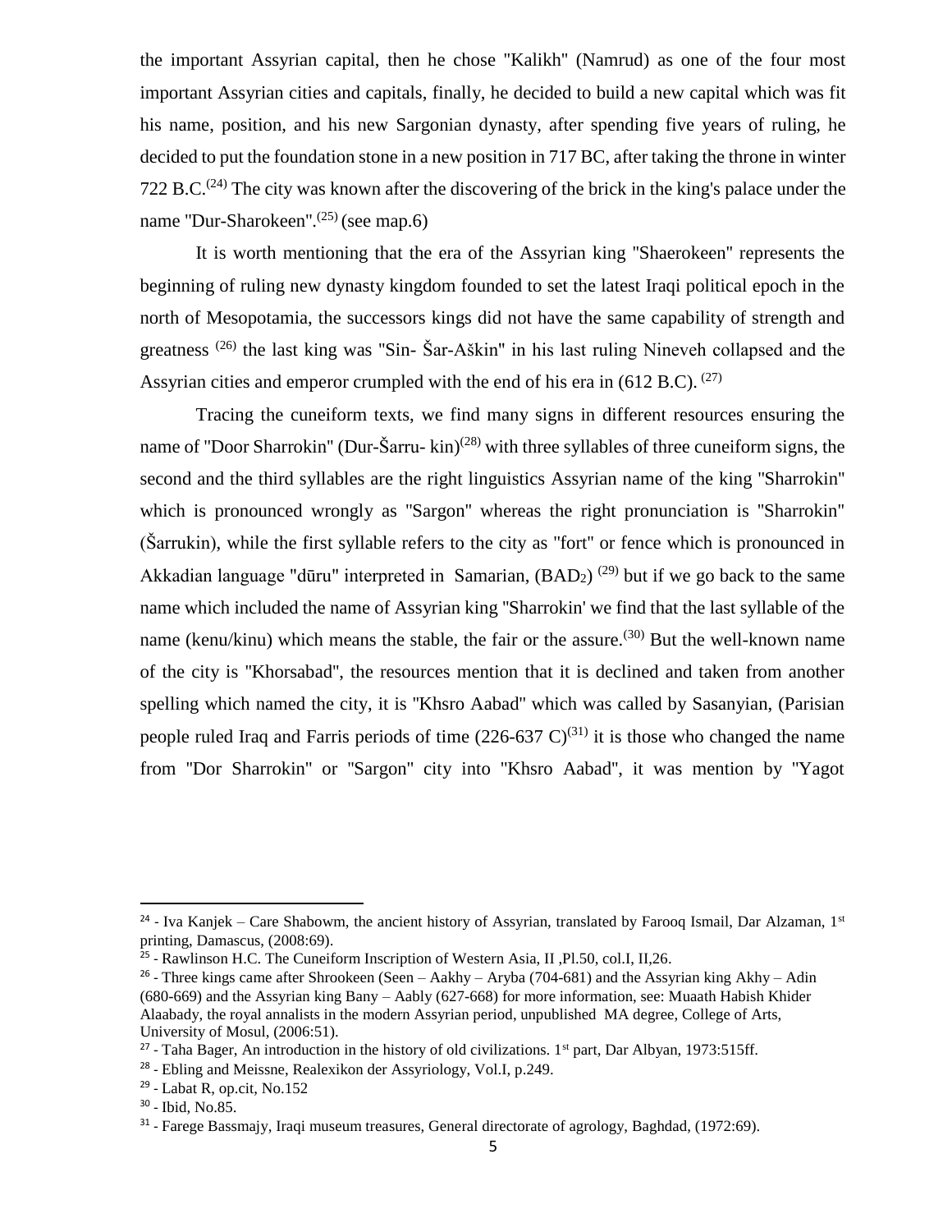the important Assyrian capital, then he chose "Kalikh" (Namrud) as one of the four most important Assyrian cities and capitals, finally, he decided to build a new capital which was fit his name, position, and his new Sargonian dynasty, after spending five years of ruling, he decided to put the foundation stone in a new position in 717 BC, after taking the throne in winter 722 B.C.[(24)] The city was known after the discovering of the brick in the king's palace under the name "Dur-Sharokeen".[(25)] (see map.6)

It is worth mentioning that the era of the Assyrian king "Shaerokeen" represents the beginning of ruling new dynasty kingdom founded to set the latest Iraqi political epoch in the north of Mesopotamia, the successors kings did not have the same capability of strength and greatness [(26)] the last king was "Sin- Šar-Aškin" in his last ruling Nineveh collapsed and the Assyrian cities and emperor crumpled with the end of his era in (612 B.C). [(27)]

Tracing the cuneiform texts, we find many signs in different resources ensuring the name of "Door Sharrokin" (Dur-Šarru- kin)[(28)] with three syllables of three cuneiform signs, the second and the third syllables are the right linguistics Assyrian name of the king "Sharrokin" which is pronounced wrongly as "Sargon" whereas the right pronunciation is "Sharrokin" (Šarrukin), while the first syllable refers to the city as "fort" or fence which is pronounced in Akkadian language "dūru" interpreted in Samarian, ($BAD_2$) [(29)] but if we go back to the same name which included the name of Assyrian king "Sharrokin' we find that the last syllable of the name (kenu/kinu) which means the stable, the fair or the assure.[(30)] But the well-known name of the city is "Khorsabad", the resources mention that it is declined and taken from another spelling which named the city, it is "Khsro Aabad" which was called by Sasanyian, (Parisian people ruled Iraq and Farris periods of time (226-637 C)[(31)] it is those who changed the name from "Dor Sharrokin" or "Sargon" city into "Khsro Aabad", it was mention by "Yagot

---

24 - Iva Kanjek – Care Shabowm, the ancient history of Assyrian, translated by Farooq Ismail, Dar Alzaman, 1st printing, Damascus, (2008:69).

25 - Rawlinson H.C. The Cuneiform Inscription of Western Asia, II ,Pl.50, col.I, II,26.

26 - Three kings came after Shrookeen (Seen – Aakhy – Aryba (704-681) and the Assyrian king Akhy – Adin (680-669) and the Assyrian king Bany – Aably (627-668) for more information, see: Muaath Habish Khider Alaabady, the royal annalists in the modern Assyrian period, unpublished MA degree, College of Arts, University of Mosul, (2006:51).

27 - Taha Bager, An introduction in the history of old civilizations. 1st part, Dar Albyan, 1973:515ff.

28 - Ebling and Meissne, Realexikon der Assyriology, Vol.I, p.249.

29 - Labat R, op.cit, No.152

30 - Ibid, No.85.

31 - Farege Bassmajy, Iraqi museum treasures, General directorate of agrology, Baghdad, (1972:69).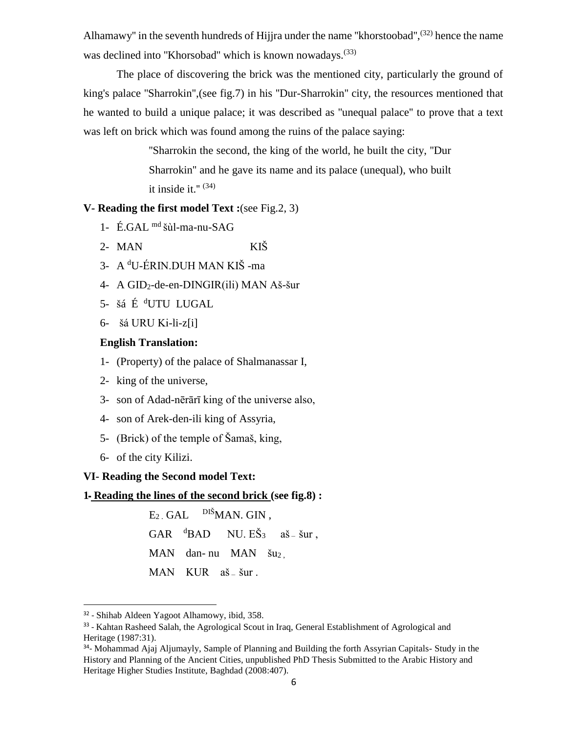Alhamawy" in the seventh hundreds of Hijjra under the name "khorstoobad",[32] hence the name was declined into "Khorsobad" which is known nowadays.[33]

The place of discovering the brick was the mentioned city, particularly the ground of king's palace "Sharrokin",(see fig.7) in his "Dur-Sharrokin" city, the resources mentioned that he wanted to build a unique palace; it was described as "unequal palace" to prove that a text was left on brick which was found among the ruins of the palace saying:

> "Sharrokin the second, the king of the world, he built the city, "Dur Sharrokin" and he gave its name and its palace (unequal), who built it inside it." [34]

**V- Reading the first model Text :**(see Fig.2, 3)

1- É.GAL $^{md}$šùl-ma-nu-SAG
2- MAN KIŠ
3- A $^{d}$U-ÉRIN.DUH MAN KIŠ -ma
4- A $GID_2$-de-en-DINGIR(ili) MAN Aš-šur
5- šá É $^{d}$UTU LUGAL
6- šá URU Ki-li-z[i]

**English Translation:**

1- (Property) of the palace of Shalmanassar I,
2- king of the universe,
3- son of Adad-nērārī king of the universe also,
4- son of Arek-den-ili king of Assyria,
5- (Brick) of the temple of Šamaš, king,
6- of the city Kilizi.

**VI- Reading the Second model Text:**

**1- Reading the lines of the second brick (see fig.8) :**

$E_2$ . GAL $^{DIŠ}$MAN. GIN ,
GAR $^{d}$BAD NU. $EŠ_3$ aš – šur ,
MAN dan- nu MAN $šu_2$ ,
MAN KUR aš – šur .

---

[32] - Shihab Aldeen Yagoot Alhamowy, ibid, 358.

[33] - Kahtan Rasheed Salah, the Agrological Scout in Iraq, General Establishment of Agrological and Heritage (1987:31).

[34]- Mohammad Ajaj Aljumayly, Sample of Planning and Building the forth Assyrian Capitals- Study in the History and Planning of the Ancient Cities, unpublished PhD Thesis Submitted to the Arabic History and Heritage Higher Studies Institute, Baghdad (2008:407).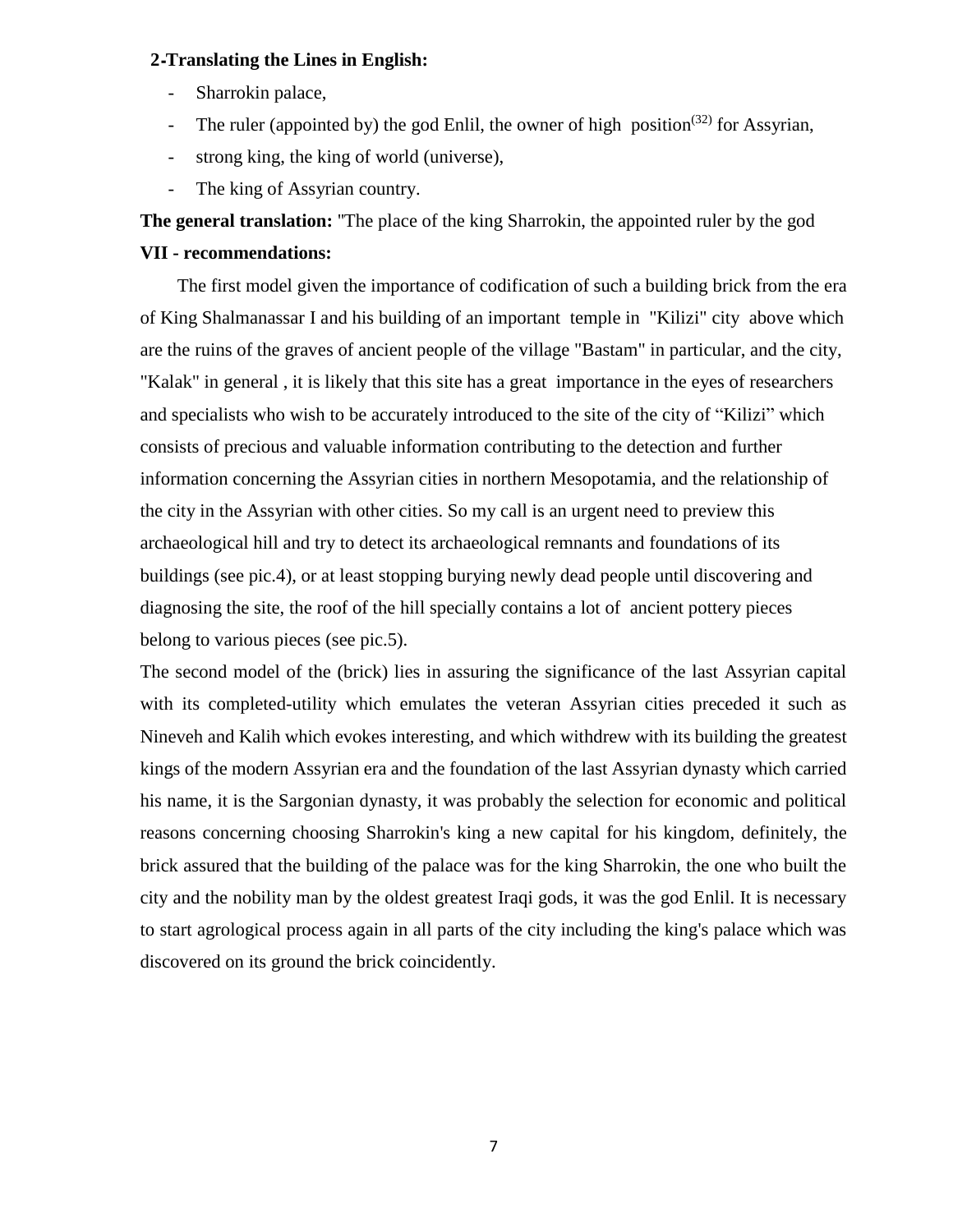### 2-Translating the Lines in English:

- Sharrokin palace,
- The ruler (appointed by) the god Enlil, the owner of high position[32] for Assyrian,
- strong king, the king of world (universe),
- The king of Assyrian country.

**The general translation:** "The place of the king Sharrokin, the appointed ruler by the god

### VII - recommendations:

The first model given the importance of codification of such a building brick from the era of King Shalmanassar I and his building of an important temple in "Kilizi" city above which are the ruins of the graves of ancient people of the village "Bastam" in particular, and the city, "Kalak" in general , it is likely that this site has a great importance in the eyes of researchers and specialists who wish to be accurately introduced to the site of the city of "Kilizi" which consists of precious and valuable information contributing to the detection and further information concerning the Assyrian cities in northern Mesopotamia, and the relationship of the city in the Assyrian with other cities. So my call is an urgent need to preview this archaeological hill and try to detect its archaeological remnants and foundations of its buildings (see pic.4), or at least stopping burying newly dead people until discovering and diagnosing the site, the roof of the hill specially contains a lot of ancient pottery pieces belong to various pieces (see pic.5).

The second model of the (brick) lies in assuring the significance of the last Assyrian capital with its completed-utility which emulates the veteran Assyrian cities preceded it such as Nineveh and Kalih which evokes interesting, and which withdrew with its building the greatest kings of the modern Assyrian era and the foundation of the last Assyrian dynasty which carried his name, it is the Sargonian dynasty, it was probably the selection for economic and political reasons concerning choosing Sharrokin's king a new capital for his kingdom, definitely, the brick assured that the building of the palace was for the king Sharrokin, the one who built the city and the nobility man by the oldest greatest Iraqi gods, it was the god Enlil. It is necessary to start agrological process again in all parts of the city including the king's palace which was discovered on its ground the brick coincidently.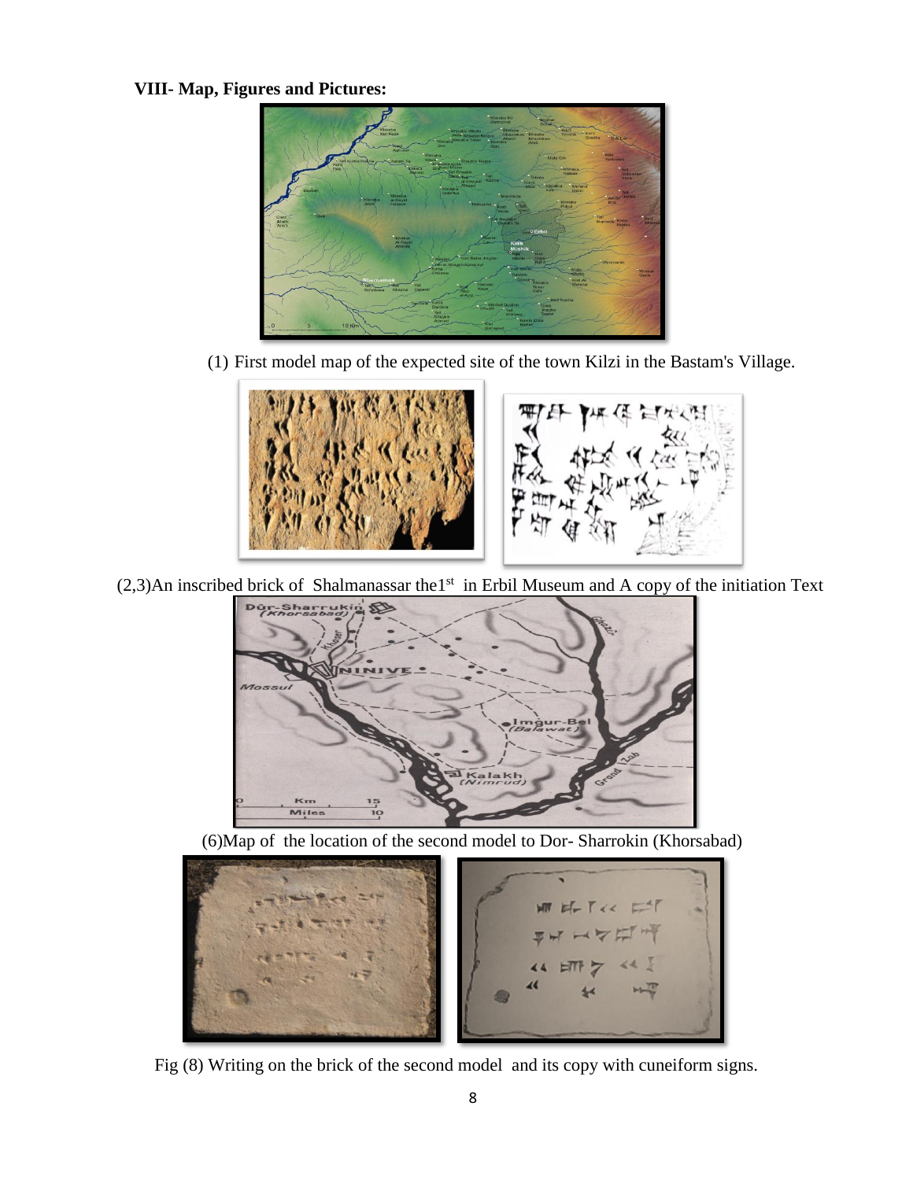**VIII- Map, Figures and Pictures:**

(1) First model map of the expected site of the town Kilzi in the Bastam's Village.

(2,3)An inscribed brick of Shalmanassar the1st in Erbil Museum and A copy of the initiation Text

(6)Map of the location of the second model to Dor- Sharrokin (Khorsabad)

Fig (8) Writing on the brick of the second model and its copy with cuneiform signs.